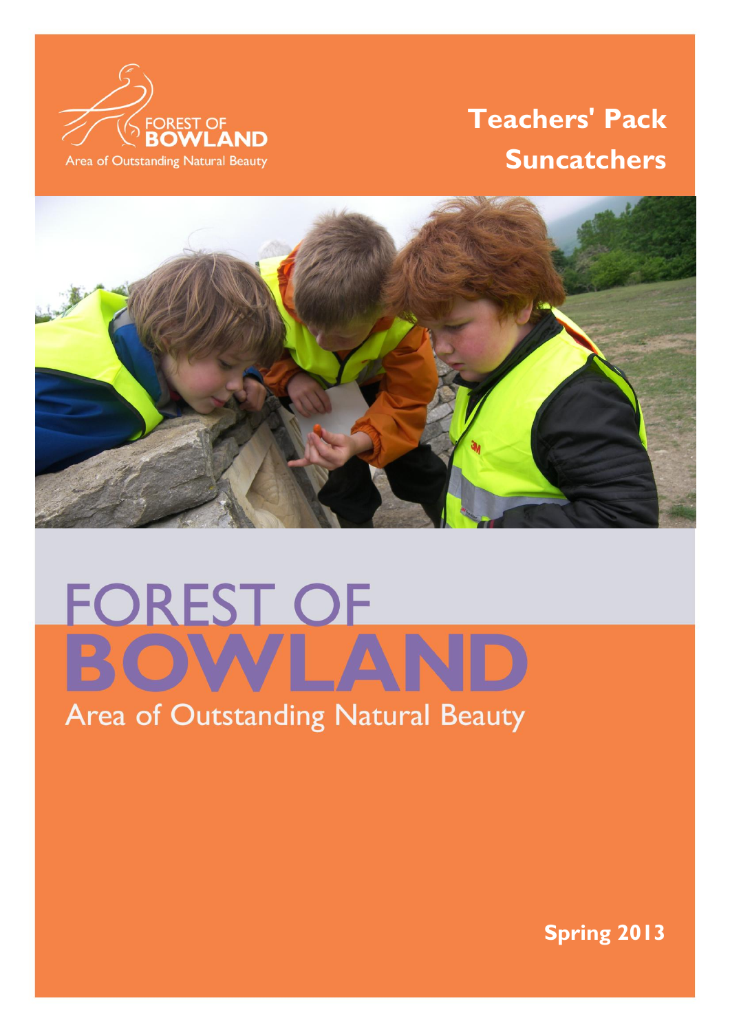# Teachers' Pack
# Suncatchers

FOREST OF
**BOWLAND**
Area of Outstanding Natural Beauty

**Spring 2013**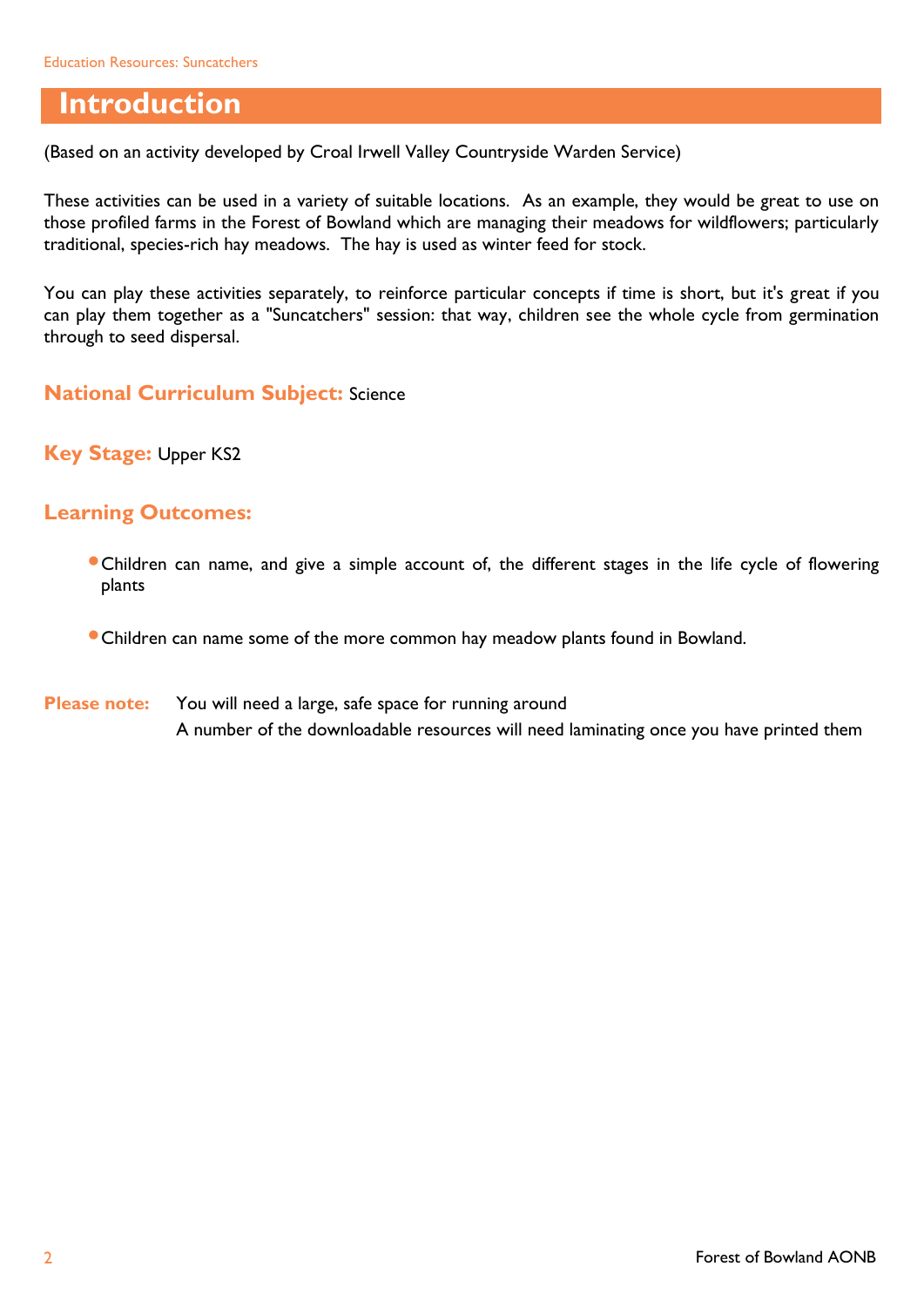# Introduction

(Based on an activity developed by Croal Irwell Valley Countryside Warden Service)

These activities can be used in a variety of suitable locations. As an example, they would be great to use on those profiled farms in the Forest of Bowland which are managing their meadows for wildflowers; particularly traditional, species-rich hay meadows. The hay is used as winter feed for stock.

You can play these activities separately, to reinforce particular concepts if time is short, but it's great if you can play them together as a "Suncatchers" session: that way, children see the whole cycle from germination through to seed dispersal.

**National Curriculum Subject:** Science

**Key Stage:** Upper KS2

**Learning Outcomes:**

- Children can name, and give a simple account of, the different stages in the life cycle of flowering plants
- Children can name some of the more common hay meadow plants found in Bowland.

**Please note:** You will need a large, safe space for running around
A number of the downloadable resources will need laminating once you have printed them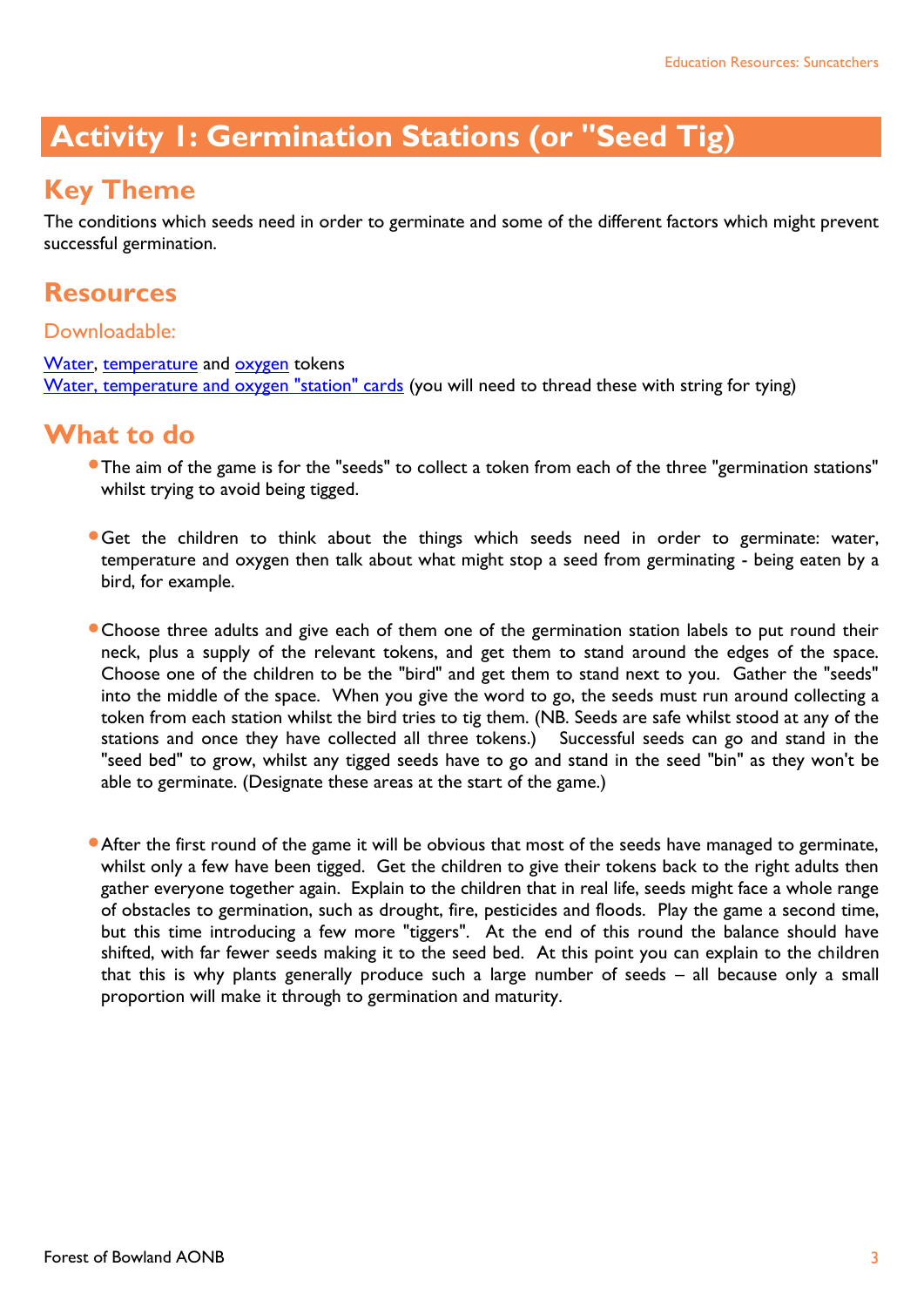# Activity 1: Germination Stations (or "Seed Tig)

## Key Theme

The conditions which seeds need in order to germinate and some of the different factors which might prevent successful germination.

## Resources

### Downloadable:

Water, temperature and oxygen tokens
Water, temperature and oxygen "station" cards (you will need to thread these with string for tying)

## What to do

- The aim of the game is for the "seeds" to collect a token from each of the three "germination stations" whilst trying to avoid being tigged.

- Get the children to think about the things which seeds need in order to germinate: water, temperature and oxygen then talk about what might stop a seed from germinating - being eaten by a bird, for example.

- Choose three adults and give each of them one of the germination station labels to put round their neck, plus a supply of the relevant tokens, and get them to stand around the edges of the space. Choose one of the children to be the "bird" and get them to stand next to you. Gather the "seeds" into the middle of the space. When you give the word to go, the seeds must run around collecting a token from each station whilst the bird tries to tig them. (NB. Seeds are safe whilst stood at any of the stations and once they have collected all three tokens.) Successful seeds can go and stand in the "seed bed" to grow, whilst any tigged seeds have to go and stand in the seed "bin" as they won't be able to germinate. (Designate these areas at the start of the game.)

- After the first round of the game it will be obvious that most of the seeds have managed to germinate, whilst only a few have been tigged. Get the children to give their tokens back to the right adults then gather everyone together again. Explain to the children that in real life, seeds might face a whole range of obstacles to germination, such as drought, fire, pesticides and floods. Play the game a second time, but this time introducing a few more "tiggers". At the end of this round the balance should have shifted, with far fewer seeds making it to the seed bed. At this point you can explain to the children that this is why plants generally produce such a large number of seeds – all because only a small proportion will make it through to germination and maturity.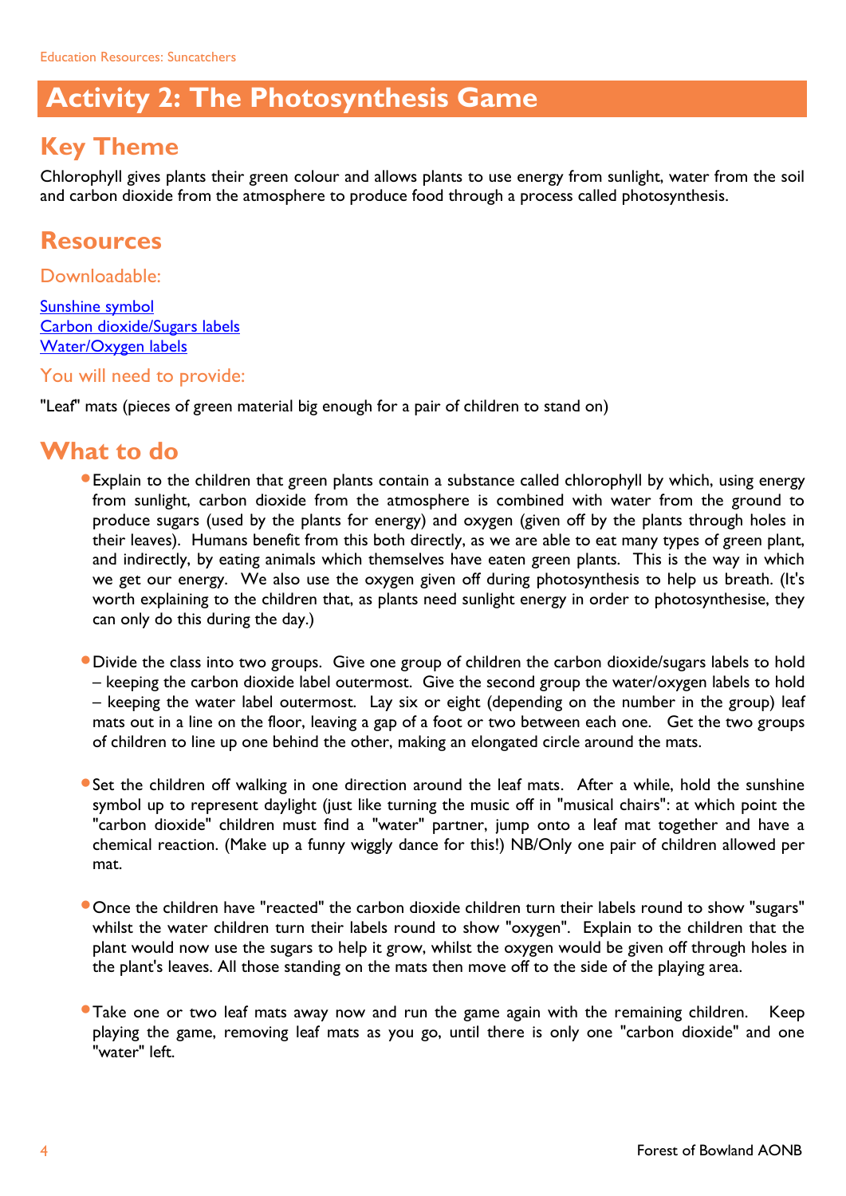# Activity 2: The Photosynthesis Game

## Key Theme

Chlorophyll gives plants their green colour and allows plants to use energy from sunlight, water from the soil and carbon dioxide from the atmosphere to produce food through a process called photosynthesis.

## Resources

### Downloadable:

Sunshine symbol
Carbon dioxide/Sugars labels
Water/Oxygen labels

### You will need to provide:

"Leaf" mats (pieces of green material big enough for a pair of children to stand on)

## What to do

- Explain to the children that green plants contain a substance called chlorophyll by which, using energy from sunlight, carbon dioxide from the atmosphere is combined with water from the ground to produce sugars (used by the plants for energy) and oxygen (given off by the plants through holes in their leaves). Humans benefit from this both directly, as we are able to eat many types of green plant, and indirectly, by eating animals which themselves have eaten green plants. This is the way in which we get our energy. We also use the oxygen given off during photosynthesis to help us breath. (It's worth explaining to the children that, as plants need sunlight energy in order to photosynthesise, they can only do this during the day.)

- Divide the class into two groups. Give one group of children the carbon dioxide/sugars labels to hold – keeping the carbon dioxide label outermost. Give the second group the water/oxygen labels to hold – keeping the water label outermost. Lay six or eight (depending on the number in the group) leaf mats out in a line on the floor, leaving a gap of a foot or two between each one. Get the two groups of children to line up one behind the other, making an elongated circle around the mats.

- Set the children off walking in one direction around the leaf mats. After a while, hold the sunshine symbol up to represent daylight (just like turning the music off in "musical chairs": at which point the "carbon dioxide" children must find a "water" partner, jump onto a leaf mat together and have a chemical reaction. (Make up a funny wiggly dance for this!) NB/Only one pair of children allowed per mat.

- Once the children have "reacted" the carbon dioxide children turn their labels round to show "sugars" whilst the water children turn their labels round to show "oxygen". Explain to the children that the plant would now use the sugars to help it grow, whilst the oxygen would be given off through holes in the plant's leaves. All those standing on the mats then move off to the side of the playing area.

- Take one or two leaf mats away now and run the game again with the remaining children. Keep playing the game, removing leaf mats as you go, until there is only one "carbon dioxide" and one "water" left.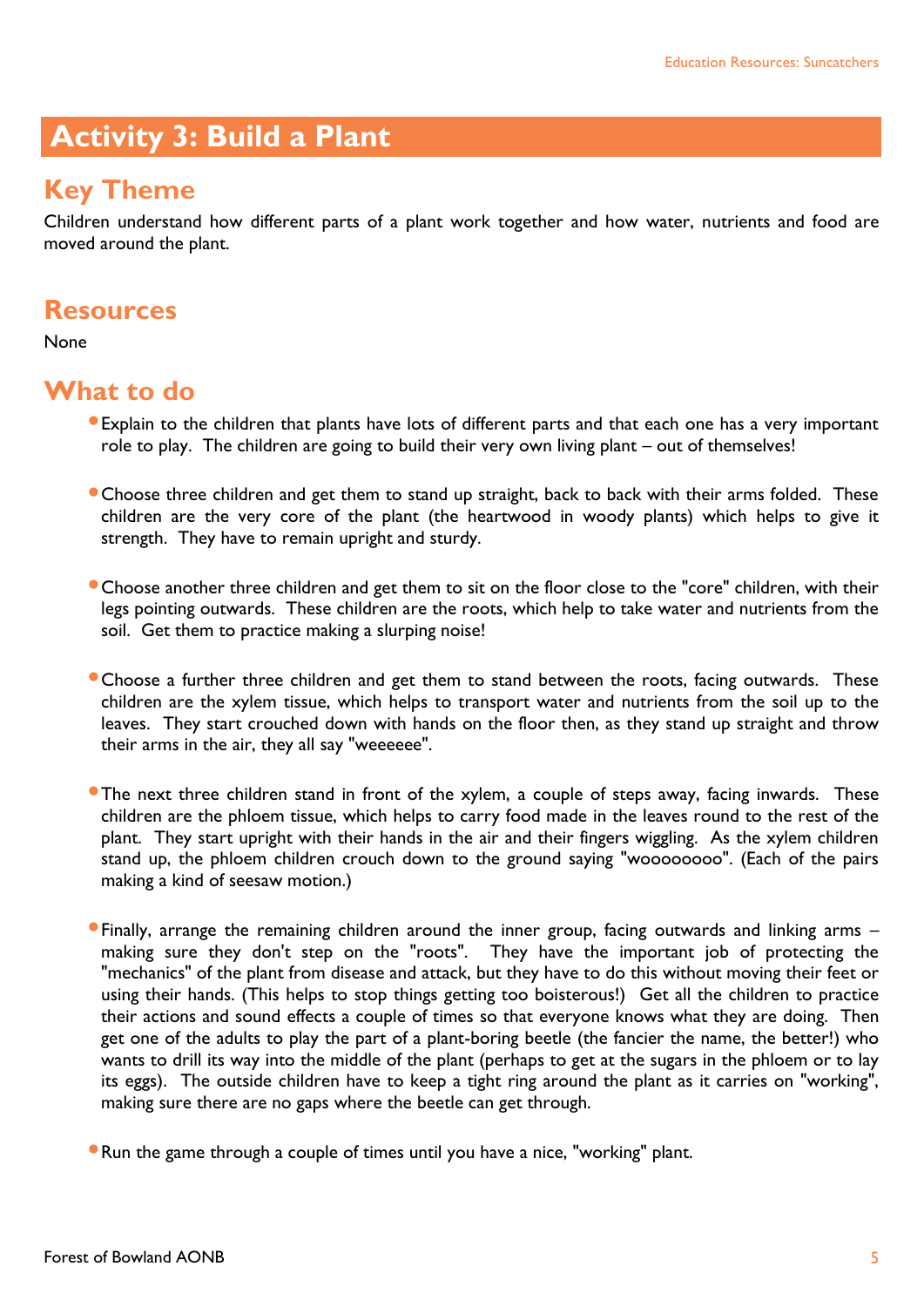# Activity 3: Build a Plant

## Key Theme

Children understand how different parts of a plant work together and how water, nutrients and food are moved around the plant.

## Resources

None

## What to do

- Explain to the children that plants have lots of different parts and that each one has a very important role to play. The children are going to build their very own living plant – out of themselves!

- Choose three children and get them to stand up straight, back to back with their arms folded. These children are the very core of the plant (the heartwood in woody plants) which helps to give it strength. They have to remain upright and sturdy.

- Choose another three children and get them to sit on the floor close to the "core" children, with their legs pointing outwards. These children are the roots, which help to take water and nutrients from the soil. Get them to practice making a slurping noise!

- Choose a further three children and get them to stand between the roots, facing outwards. These children are the xylem tissue, which helps to transport water and nutrients from the soil up to the leaves. They start crouched down with hands on the floor then, as they stand up straight and throw their arms in the air, they all say "weeeeee".

- The next three children stand in front of the xylem, a couple of steps away, facing inwards. These children are the phloem tissue, which helps to carry food made in the leaves round to the rest of the plant. They start upright with their hands in the air and their fingers wiggling. As the xylem children stand up, the phloem children crouch down to the ground saying "woooooooo". (Each of the pairs making a kind of seesaw motion.)

- Finally, arrange the remaining children around the inner group, facing outwards and linking arms – making sure they don't step on the "roots". They have the important job of protecting the "mechanics" of the plant from disease and attack, but they have to do this without moving their feet or using their hands. (This helps to stop things getting too boisterous!) Get all the children to practice their actions and sound effects a couple of times so that everyone knows what they are doing. Then get one of the adults to play the part of a plant-boring beetle (the fancier the name, the better!) who wants to drill its way into the middle of the plant (perhaps to get at the sugars in the phloem or to lay its eggs). The outside children have to keep a tight ring around the plant as it carries on "working", making sure there are no gaps where the beetle can get through.

- Run the game through a couple of times until you have a nice, "working" plant.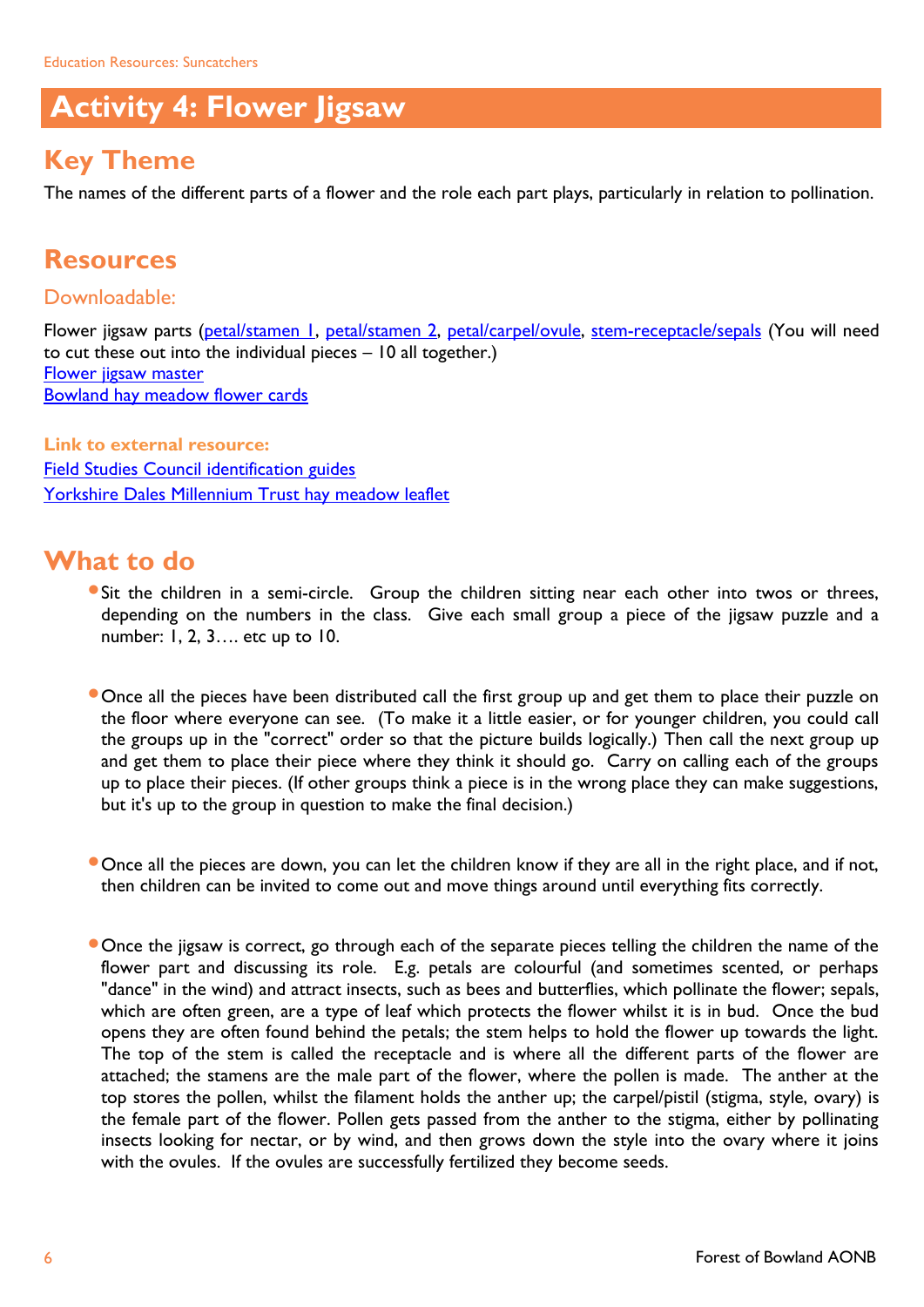# Activity 4: Flower Jigsaw

## Key Theme

The names of the different parts of a flower and the role each part plays, particularly in relation to pollination.

## Resources

### Downloadable:

Flower jigsaw parts (petal/stamen 1, petal/stamen 2, petal/carpel/ovule, stem-receptacle/sepals (You will need to cut these out into the individual pieces – 10 all together.)
Flower jigsaw master
Bowland hay meadow flower cards

**Link to external resource:**
Field Studies Council identification guides
Yorkshire Dales Millennium Trust hay meadow leaflet

## What to do

- Sit the children in a semi-circle. Group the children sitting near each other into twos or threes, depending on the numbers in the class. Give each small group a piece of the jigsaw puzzle and a number: 1, 2, 3…. etc up to 10.

- Once all the pieces have been distributed call the first group up and get them to place their puzzle on the floor where everyone can see. (To make it a little easier, or for younger children, you could call the groups up in the "correct" order so that the picture builds logically.) Then call the next group up and get them to place their piece where they think it should go. Carry on calling each of the groups up to place their pieces. (If other groups think a piece is in the wrong place they can make suggestions, but it's up to the group in question to make the final decision.)

- Once all the pieces are down, you can let the children know if they are all in the right place, and if not, then children can be invited to come out and move things around until everything fits correctly.

- Once the jigsaw is correct, go through each of the separate pieces telling the children the name of the flower part and discussing its role. E.g. petals are colourful (and sometimes scented, or perhaps "dance" in the wind) and attract insects, such as bees and butterflies, which pollinate the flower; sepals, which are often green, are a type of leaf which protects the flower whilst it is in bud. Once the bud opens they are often found behind the petals; the stem helps to hold the flower up towards the light. The top of the stem is called the receptacle and is where all the different parts of the flower are attached; the stamens are the male part of the flower, where the pollen is made. The anther at the top stores the pollen, whilst the filament holds the anther up; the carpel/pistil (stigma, style, ovary) is the female part of the flower. Pollen gets passed from the anther to the stigma, either by pollinating insects looking for nectar, or by wind, and then grows down the style into the ovary where it joins with the ovules. If the ovules are successfully fertilized they become seeds.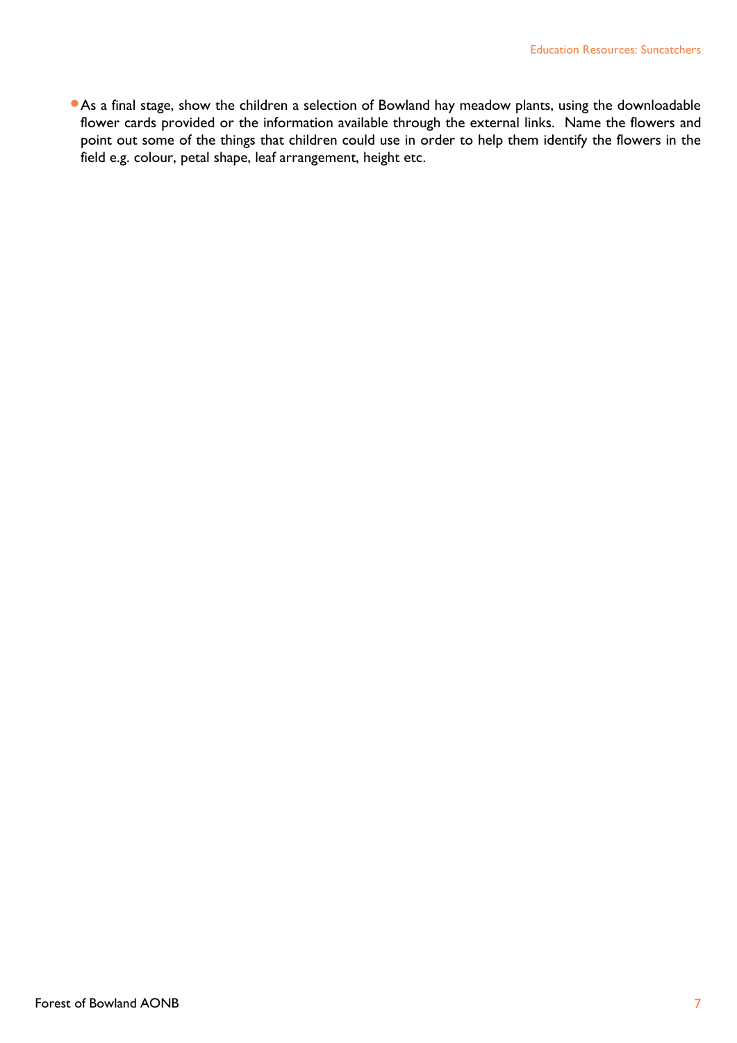- As a final stage, show the children a selection of Bowland hay meadow plants, using the downloadable flower cards provided or the information available through the external links. Name the flowers and point out some of the things that children could use in order to help them identify the flowers in the field e.g. colour, petal shape, leaf arrangement, height etc.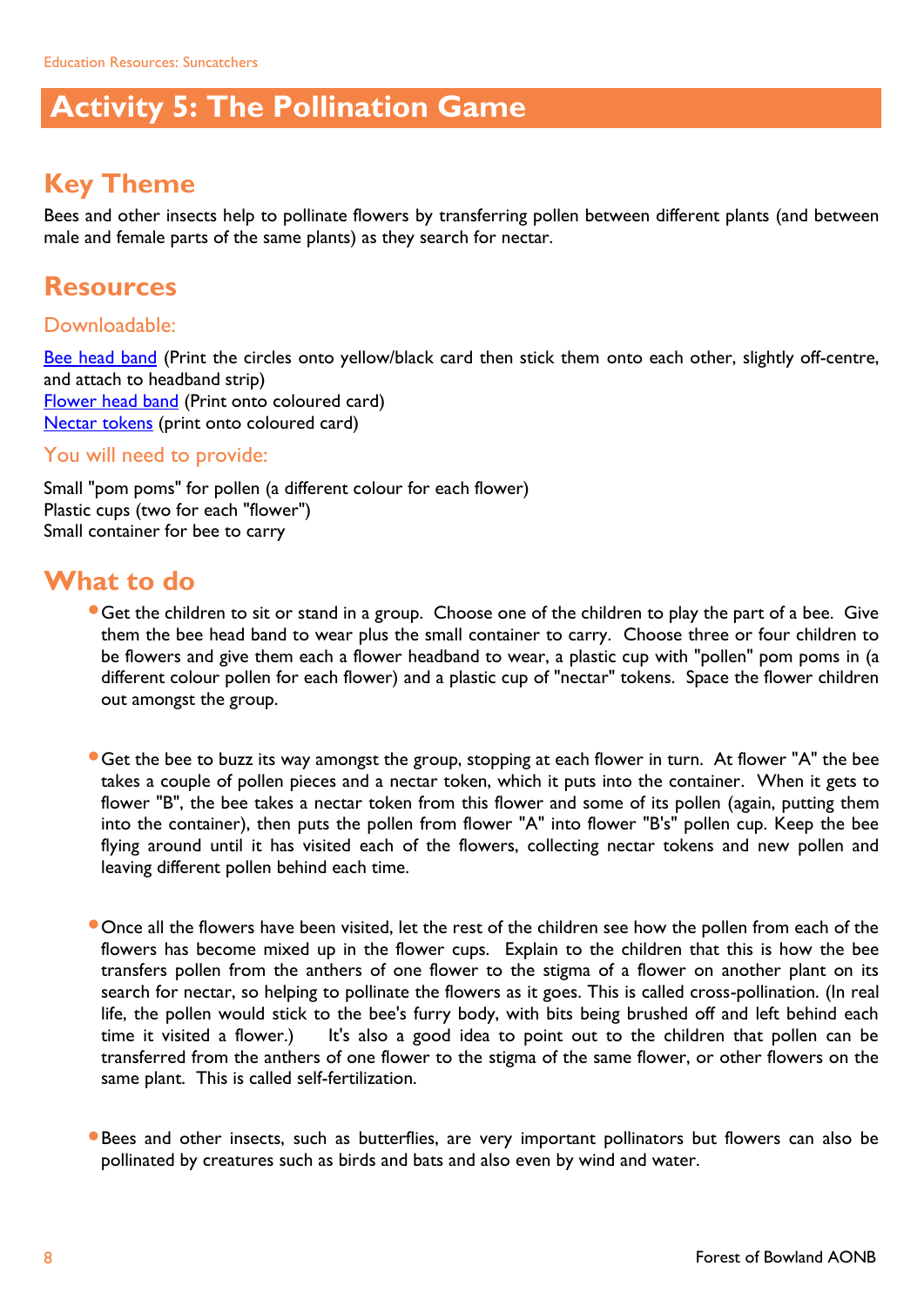# Activity 5: The Pollination Game

## Key Theme

Bees and other insects help to pollinate flowers by transferring pollen between different plants (and between male and female parts of the same plants) as they search for nectar.

## Resources

### Downloadable:

Bee head band (Print the circles onto yellow/black card then stick them onto each other, slightly off-centre, and attach to headband strip)
Flower head band (Print onto coloured card)
Nectar tokens (print onto coloured card)

### You will need to provide:

Small "pom poms" for pollen (a different colour for each flower)
Plastic cups (two for each "flower")
Small container for bee to carry

## What to do

- Get the children to sit or stand in a group. Choose one of the children to play the part of a bee. Give them the bee head band to wear plus the small container to carry. Choose three or four children to be flowers and give them each a flower headband to wear, a plastic cup with "pollen" pom poms in (a different colour pollen for each flower) and a plastic cup of "nectar" tokens. Space the flower children out amongst the group.

- Get the bee to buzz its way amongst the group, stopping at each flower in turn. At flower "A" the bee takes a couple of pollen pieces and a nectar token, which it puts into the container. When it gets to flower "B", the bee takes a nectar token from this flower and some of its pollen (again, putting them into the container), then puts the pollen from flower "A" into flower "B's" pollen cup. Keep the bee flying around until it has visited each of the flowers, collecting nectar tokens and new pollen and leaving different pollen behind each time.

- Once all the flowers have been visited, let the rest of the children see how the pollen from each of the flowers has become mixed up in the flower cups. Explain to the children that this is how the bee transfers pollen from the anthers of one flower to the stigma of a flower on another plant on its search for nectar, so helping to pollinate the flowers as it goes. This is called cross-pollination. (In real life, the pollen would stick to the bee's furry body, with bits being brushed off and left behind each time it visited a flower.) It's also a good idea to point out to the children that pollen can be transferred from the anthers of one flower to the stigma of the same flower, or other flowers on the same plant. This is called self-fertilization.

- Bees and other insects, such as butterflies, are very important pollinators but flowers can also be pollinated by creatures such as birds and bats and also even by wind and water.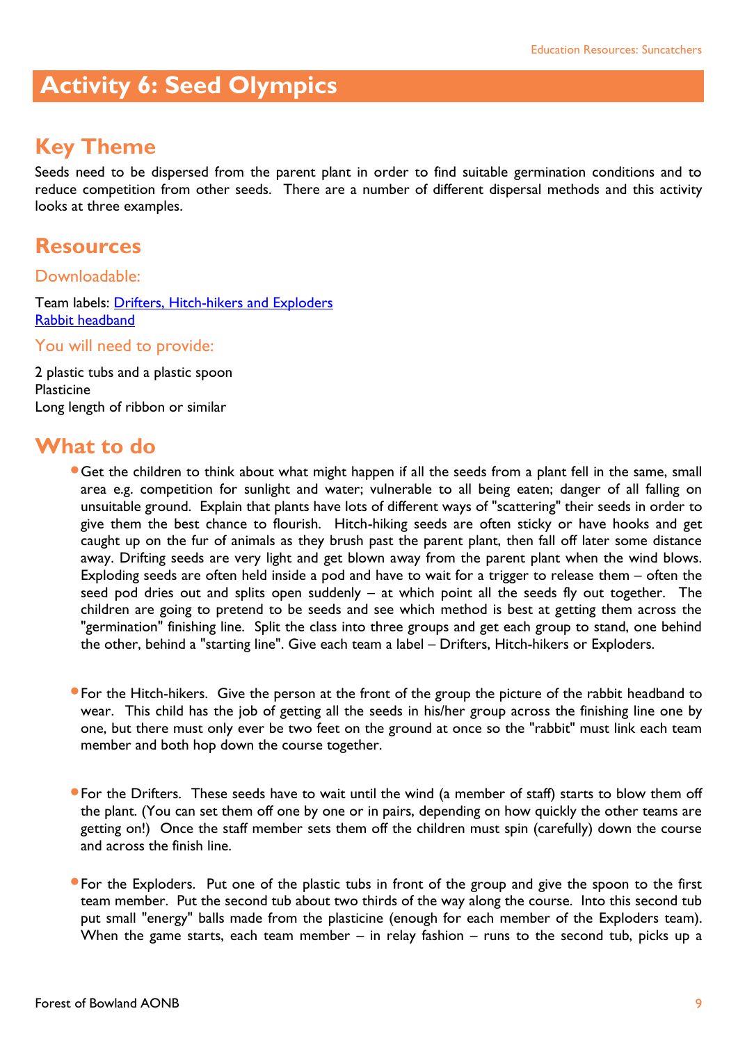# Activity 6: Seed Olympics

## Key Theme

Seeds need to be dispersed from the parent plant in order to find suitable germination conditions and to reduce competition from other seeds. There are a number of different dispersal methods and this activity looks at three examples.

## Resources

### Downloadable:

Team labels: Drifters, Hitch-hikers and Exploders
Rabbit headband

### You will need to provide:

2 plastic tubs and a plastic spoon
Plasticine
Long length of ribbon or similar

## What to do

- Get the children to think about what might happen if all the seeds from a plant fell in the same, small area e.g. competition for sunlight and water; vulnerable to all being eaten; danger of all falling on unsuitable ground. Explain that plants have lots of different ways of "scattering" their seeds in order to give them the best chance to flourish. Hitch-hiking seeds are often sticky or have hooks and get caught up on the fur of animals as they brush past the parent plant, then fall off later some distance away. Drifting seeds are very light and get blown away from the parent plant when the wind blows. Exploding seeds are often held inside a pod and have to wait for a trigger to release them – often the seed pod dries out and splits open suddenly – at which point all the seeds fly out together. The children are going to pretend to be seeds and see which method is best at getting them across the "germination" finishing line. Split the class into three groups and get each group to stand, one behind the other, behind a "starting line". Give each team a label – Drifters, Hitch-hikers or Exploders.

- For the Hitch-hikers. Give the person at the front of the group the picture of the rabbit headband to wear. This child has the job of getting all the seeds in his/her group across the finishing line one by one, but there must only ever be two feet on the ground at once so the "rabbit" must link each team member and both hop down the course together.

- For the Drifters. These seeds have to wait until the wind (a member of staff) starts to blow them off the plant. (You can set them off one by one or in pairs, depending on how quickly the other teams are getting on!) Once the staff member sets them off the children must spin (carefully) down the course and across the finish line.

- For the Exploders. Put one of the plastic tubs in front of the group and give the spoon to the first team member. Put the second tub about two thirds of the way along the course. Into this second tub put small "energy" balls made from the plasticine (enough for each member of the Exploders team). When the game starts, each team member – in relay fashion – runs to the second tub, picks up a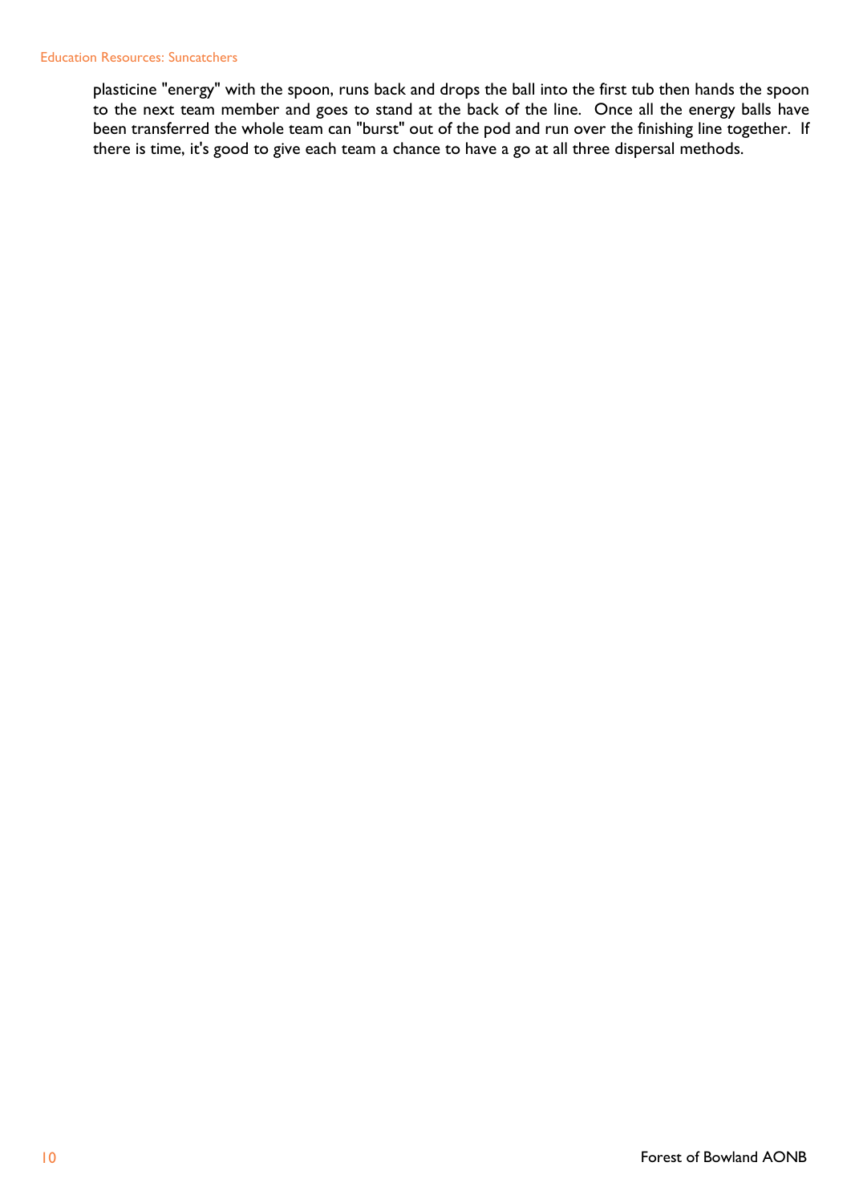plasticine "energy" with the spoon, runs back and drops the ball into the first tub then hands the spoon to the next team member and goes to stand at the back of the line. Once all the energy balls have been transferred the whole team can "burst" out of the pod and run over the finishing line together. If there is time, it's good to give each team a chance to have a go at all three dispersal methods.